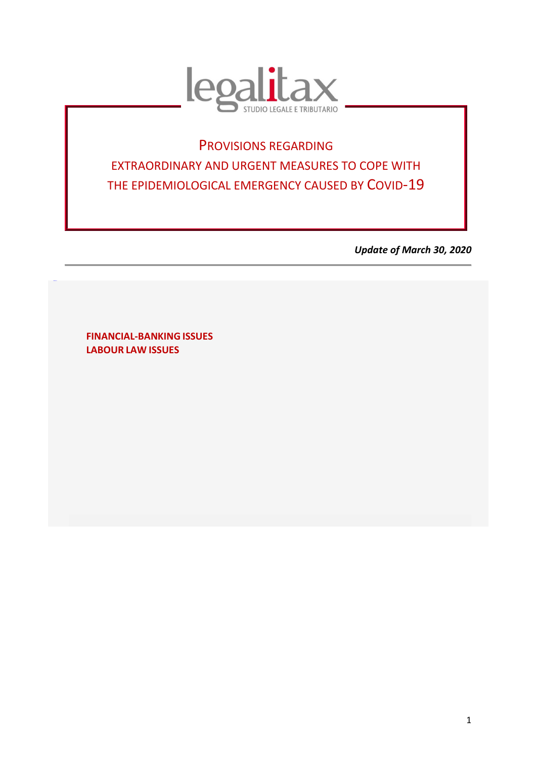legalitax

STUDIO LEGALE E TRIBUTARIO

# PROVISIONS REGARDING EXTRAORDINARY AND URGENT MEASURES TO COPE WITH THE EPIDEMIOLOGICAL EMERGENCY CAUSED BY COVID-19

***Update of March 30, 2020***

**FINANCIAL-BANKING ISSUES**
**LABOUR LAW ISSUES**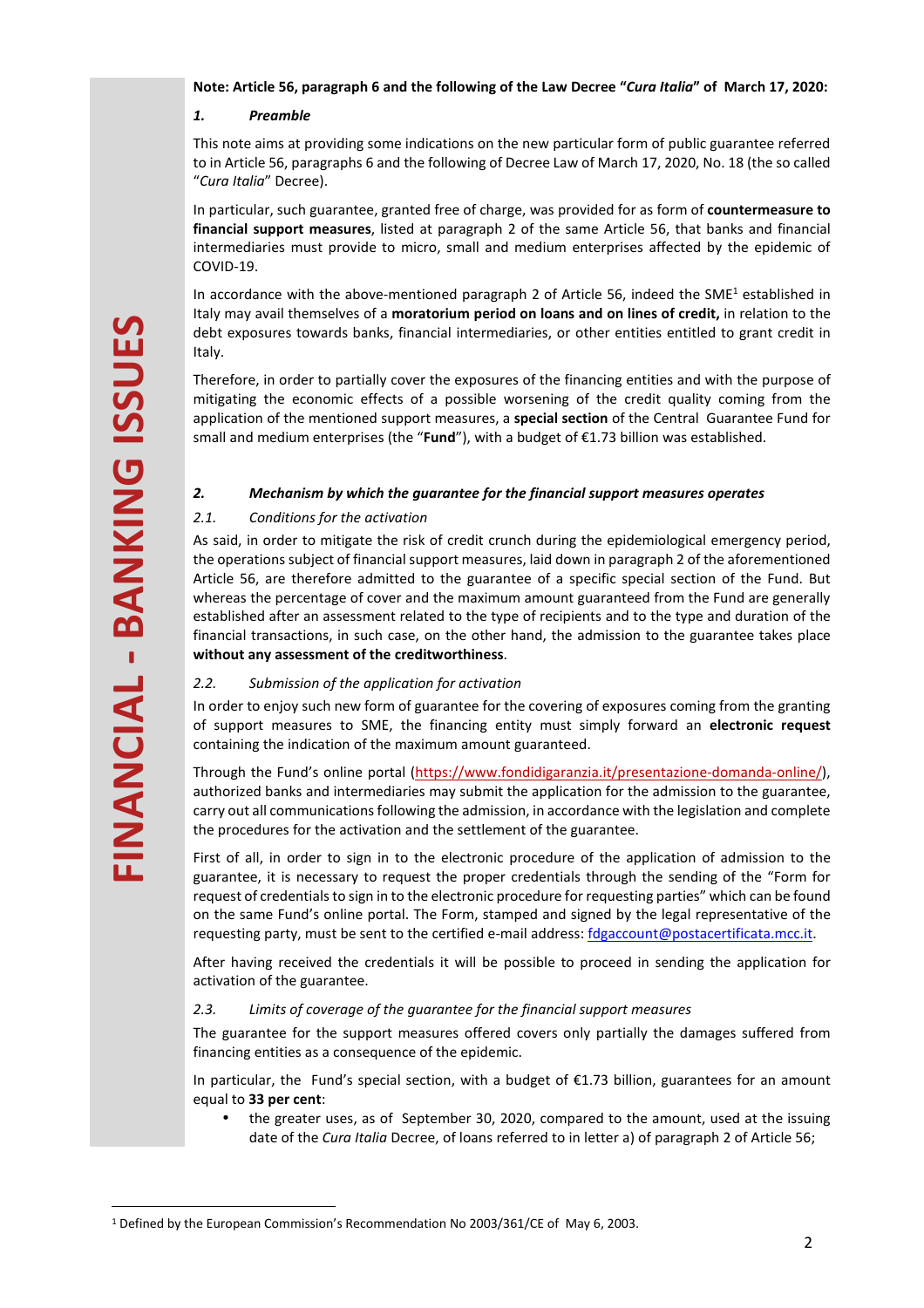**Note: Article 56, paragraph 6 and the following of the Law Decree "*Cura Italia*" of March 17, 2020:**

## 1. *Preamble*

This note aims at providing some indications on the new particular form of public guarantee referred to in Article 56, paragraphs 6 and the following of Decree Law of March 17, 2020, No. 18 (the so called "*Cura Italia*" Decree).

In particular, such guarantee, granted free of charge, was provided for as form of **countermeasure to financial support measures**, listed at paragraph 2 of the same Article 56, that banks and financial intermediaries must provide to micro, small and medium enterprises affected by the epidemic of COVID-19.

In accordance with the above-mentioned paragraph 2 of Article 56, indeed the SME[1] established in Italy may avail themselves of a **moratorium period on loans and on lines of credit,** in relation to the debt exposures towards banks, financial intermediaries, or other entities entitled to grant credit in Italy.

Therefore, in order to partially cover the exposures of the financing entities and with the purpose of mitigating the economic effects of a possible worsening of the credit quality coming from the application of the mentioned support measures, a **special section** of the Central Guarantee Fund for small and medium enterprises (the "**Fund**"), with a budget of €1.73 billion was established.

## 2. *Mechanism by which the guarantee for the financial support measures operates*

### 2.1. *Conditions for the activation*

As said, in order to mitigate the risk of credit crunch during the epidemiological emergency period, the operations subject of financial support measures, laid down in paragraph 2 of the aforementioned Article 56, are therefore admitted to the guarantee of a specific special section of the Fund. But whereas the percentage of cover and the maximum amount guaranteed from the Fund are generally established after an assessment related to the type of recipients and to the type and duration of the financial transactions, in such case, on the other hand, the admission to the guarantee takes place **without any assessment of the creditworthiness**.

### 2.2. *Submission of the application for activation*

In order to enjoy such new form of guarantee for the covering of exposures coming from the granting of support measures to SME, the financing entity must simply forward an **electronic request** containing the indication of the maximum amount guaranteed.

Through the Fund's online portal (https://www.fondidigaranzia.it/presentazione-domanda-online/), authorized banks and intermediaries may submit the application for the admission to the guarantee, carry out all communications following the admission, in accordance with the legislation and complete the procedures for the activation and the settlement of the guarantee.

First of all, in order to sign in to the electronic procedure of the application of admission to the guarantee, it is necessary to request the proper credentials through the sending of the "Form for request of credentials to sign in to the electronic procedure for requesting parties" which can be found on the same Fund's online portal. The Form, stamped and signed by the legal representative of the requesting party, must be sent to the certified e-mail address: fdgaccount@postacertificata.mcc.it.

After having received the credentials it will be possible to proceed in sending the application for activation of the guarantee.

### 2.3. *Limits of coverage of the guarantee for the financial support measures*

The guarantee for the support measures offered covers only partially the damages suffered from financing entities as a consequence of the epidemic.

In particular, the Fund's special section, with a budget of €1.73 billion, guarantees for an amount equal to **33 per cent**:

- the greater uses, as of September 30, 2020, compared to the amount, used at the issuing date of the *Cura Italia* Decree, of loans referred to in letter a) of paragraph 2 of Article 56;

[1] Defined by the European Commission's Recommendation No 2003/361/CE of May 6, 2003.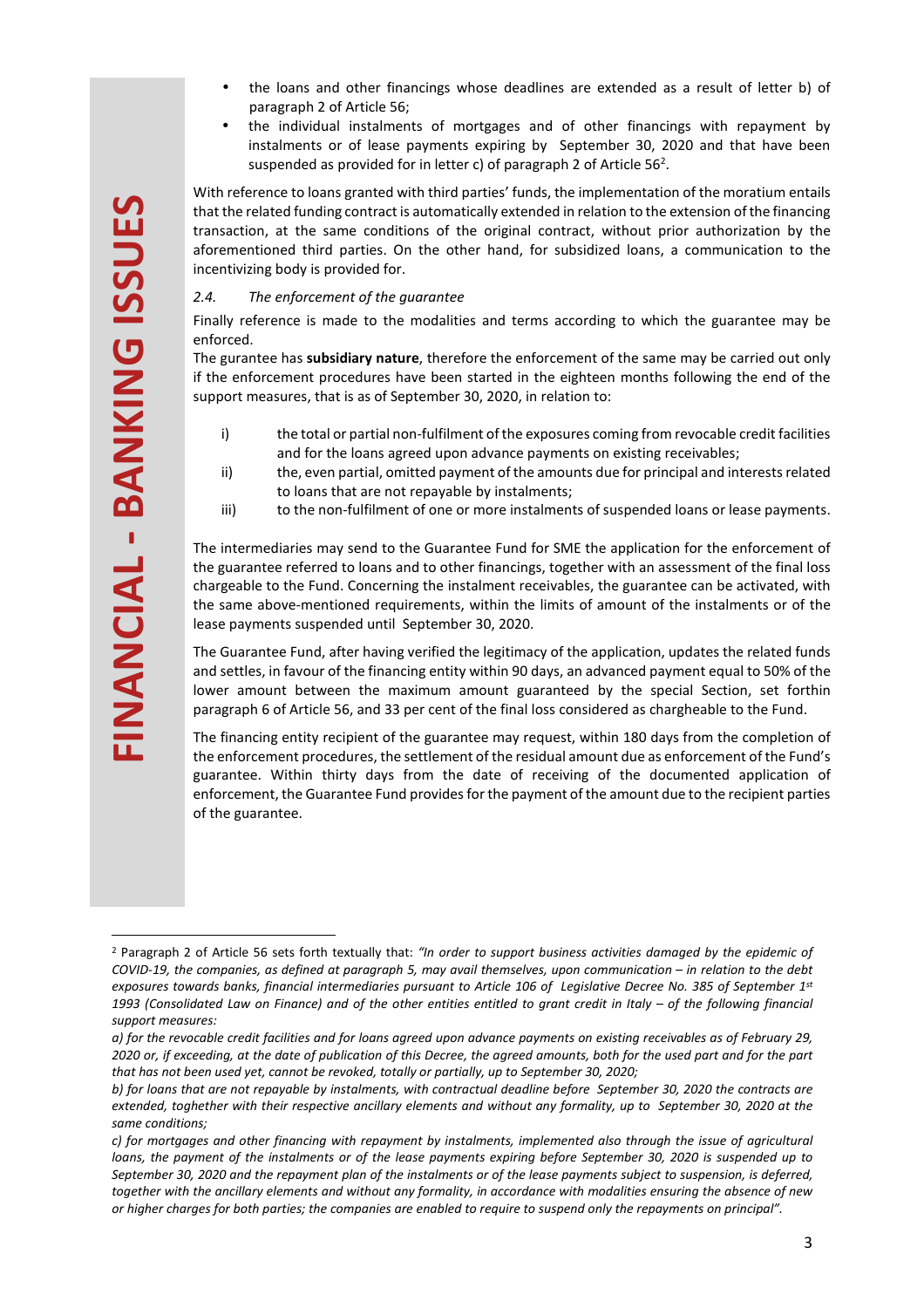- the loans and other financings whose deadlines are extended as a result of letter b) of paragraph 2 of Article 56;
- the individual instalments of mortgages and of other financings with repayment by instalments or of lease payments expiring by September 30, 2020 and that have been suspended as provided for in letter c) of paragraph 2 of Article 56[2].

With reference to loans granted with third parties' funds, the implementation of the moratium entails that the related funding contract is automatically extended in relation to the extension of the financing transaction, at the same conditions of the original contract, without prior authorization by the aforementioned third parties. On the other hand, for subsidized loans, a communication to the incentivizing body is provided for.

### 2.4. *The enforcement of the guarantee*

Finally reference is made to the modalities and terms according to which the guarantee may be enforced.

The gurantee has **subsidiary nature**, therefore the enforcement of the same may be carried out only if the enforcement procedures have been started in the eighteen months following the end of the support measures, that is as of September 30, 2020, in relation to:

i) the total or partial non-fulfilment of the exposures coming from revocable credit facilities and for the loans agreed upon advance payments on existing receivables;

ii) the, even partial, omitted payment of the amounts due for principal and interests related to loans that are not repayable by instalments;

iii) to the non-fulfilment of one or more instalments of suspended loans or lease payments.

The intermediaries may send to the Guarantee Fund for SME the application for the enforcement of the guarantee referred to loans and to other financings, together with an assessment of the final loss chargeable to the Fund. Concerning the instalment receivables, the guarantee can be activated, with the same above-mentioned requirements, within the limits of amount of the instalments or of the lease payments suspended until September 30, 2020.

The Guarantee Fund, after having verified the legitimacy of the application, updates the related funds and settles, in favour of the financing entity within 90 days, an advanced payment equal to 50% of the lower amount between the maximum amount guaranteed by the special Section, set forthin paragraph 6 of Article 56, and 33 per cent of the final loss considered as chargheable to the Fund.

The financing entity recipient of the guarantee may request, within 180 days from the completion of the enforcement procedures, the settlement of the residual amount due as enforcement of the Fund's guarantee. Within thirty days from the date of receiving of the documented application of enforcement, the Guarantee Fund provides for the payment of the amount due to the recipient parties of the guarantee.

---

[2] Paragraph 2 of Article 56 sets forth textually that: *"In order to support business activities damaged by the epidemic of COVID-19, the companies, as defined at paragraph 5, may avail themselves, upon communication – in relation to the debt exposures towards banks, financial intermediaries pursuant to Article 106 of Legislative Decree No. 385 of September 1st 1993 (Consolidated Law on Finance) and of the other entities entitled to grant credit in Italy – of the following financial support measures:*

*a) for the revocable credit facilities and for loans agreed upon advance payments on existing receivables as of February 29, 2020 or, if exceeding, at the date of publication of this Decree, the agreed amounts, both for the used part and for the part that has not been used yet, cannot be revoked, totally or partially, up to September 30, 2020;*

*b) for loans that are not repayable by instalments, with contractual deadline before September 30, 2020 the contracts are extended, toghether with their respective ancillary elements and without any formality, up to September 30, 2020 at the same conditions;*

*c) for mortgages and other financing with repayment by instalments, implemented also through the issue of agricultural loans, the payment of the instalments or of the lease payments expiring before September 30, 2020 is suspended up to September 30, 2020 and the repayment plan of the instalments or of the lease payments subject to suspension, is deferred, together with the ancillary elements and without any formality, in accordance with modalities ensuring the absence of new or higher charges for both parties; the companies are enabled to require to suspend only the repayments on principal".*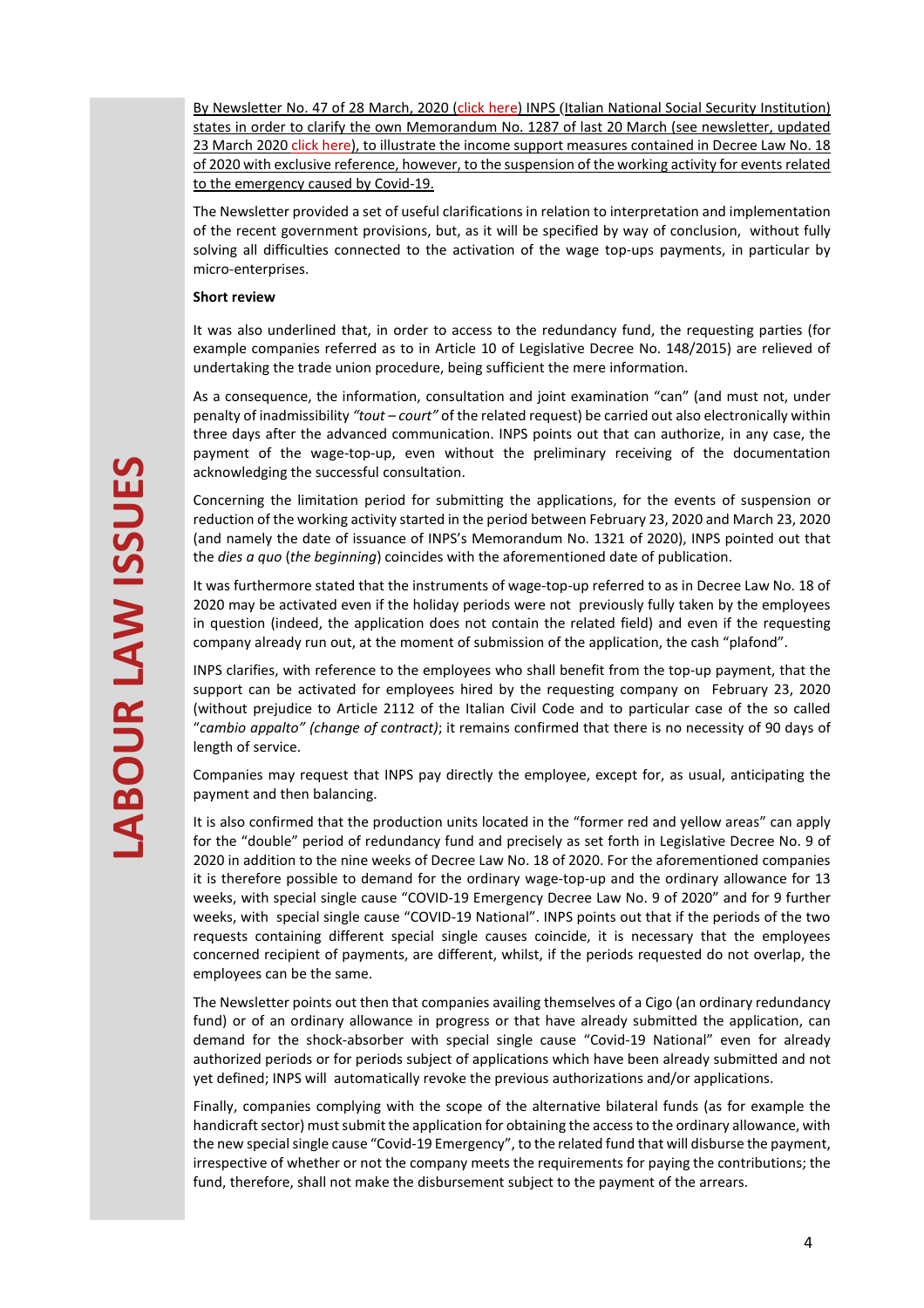By Newsletter No. 47 of 28 March, 2020 (click here) INPS (Italian National Social Security Institution) states in order to clarify the own Memorandum No. 1287 of last 20 March (see newsletter, updated 23 March 2020 click here), to illustrate the income support measures contained in Decree Law No. 18 of 2020 with exclusive reference, however, to the suspension of the working activity for events related to the emergency caused by Covid-19.

The Newsletter provided a set of useful clarifications in relation to interpretation and implementation of the recent government provisions, but, as it will be specified by way of conclusion, without fully solving all difficulties connected to the activation of the wage top-ups payments, in particular by micro-enterprises.

**Short review**

It was also underlined that, in order to access to the redundancy fund, the requesting parties (for example companies referred as to in Article 10 of Legislative Decree No. 148/2015) are relieved of undertaking the trade union procedure, being sufficient the mere information.

As a consequence, the information, consultation and joint examination "can" (and must not, under penalty of inadmissibility *"tout – court"* of the related request) be carried out also electronically within three days after the advanced communication. INPS points out that can authorize, in any case, the payment of the wage-top-up, even without the preliminary receiving of the documentation acknowledging the successful consultation.

Concerning the limitation period for submitting the applications, for the events of suspension or reduction of the working activity started in the period between February 23, 2020 and March 23, 2020 (and namely the date of issuance of INPS's Memorandum No. 1321 of 2020), INPS pointed out that the *dies a quo* (*the beginning*) coincides with the aforementioned date of publication.

It was furthermore stated that the instruments of wage-top-up referred to as in Decree Law No. 18 of 2020 may be activated even if the holiday periods were not previously fully taken by the employees in question (indeed, the application does not contain the related field) and even if the requesting company already run out, at the moment of submission of the application, the cash "plafond".

INPS clarifies, with reference to the employees who shall benefit from the top-up payment, that the support can be activated for employees hired by the requesting company on February 23, 2020 (without prejudice to Article 2112 of the Italian Civil Code and to particular case of the so called "*cambio appalto" (change of contract)*; it remains confirmed that there is no necessity of 90 days of length of service.

Companies may request that INPS pay directly the employee, except for, as usual, anticipating the payment and then balancing.

It is also confirmed that the production units located in the "former red and yellow areas" can apply for the "double" period of redundancy fund and precisely as set forth in Legislative Decree No. 9 of 2020 in addition to the nine weeks of Decree Law No. 18 of 2020. For the aforementioned companies it is therefore possible to demand for the ordinary wage-top-up and the ordinary allowance for 13 weeks, with special single cause "COVID-19 Emergency Decree Law No. 9 of 2020" and for 9 further weeks, with special single cause "COVID-19 National". INPS points out that if the periods of the two requests containing different special single causes coincide, it is necessary that the employees concerned recipient of payments, are different, whilst, if the periods requested do not overlap, the employees can be the same.

The Newsletter points out then that companies availing themselves of a Cigo (an ordinary redundancy fund) or of an ordinary allowance in progress or that have already submitted the application, can demand for the shock-absorber with special single cause "Covid-19 National" even for already authorized periods or for periods subject of applications which have been already submitted and not yet defined; INPS will automatically revoke the previous authorizations and/or applications.

Finally, companies complying with the scope of the alternative bilateral funds (as for example the handicraft sector) must submit the application for obtaining the access to the ordinary allowance, with the new special single cause "Covid-19 Emergency", to the related fund that will disburse the payment, irrespective of whether or not the company meets the requirements for paying the contributions; the fund, therefore, shall not make the disbursement subject to the payment of the arrears.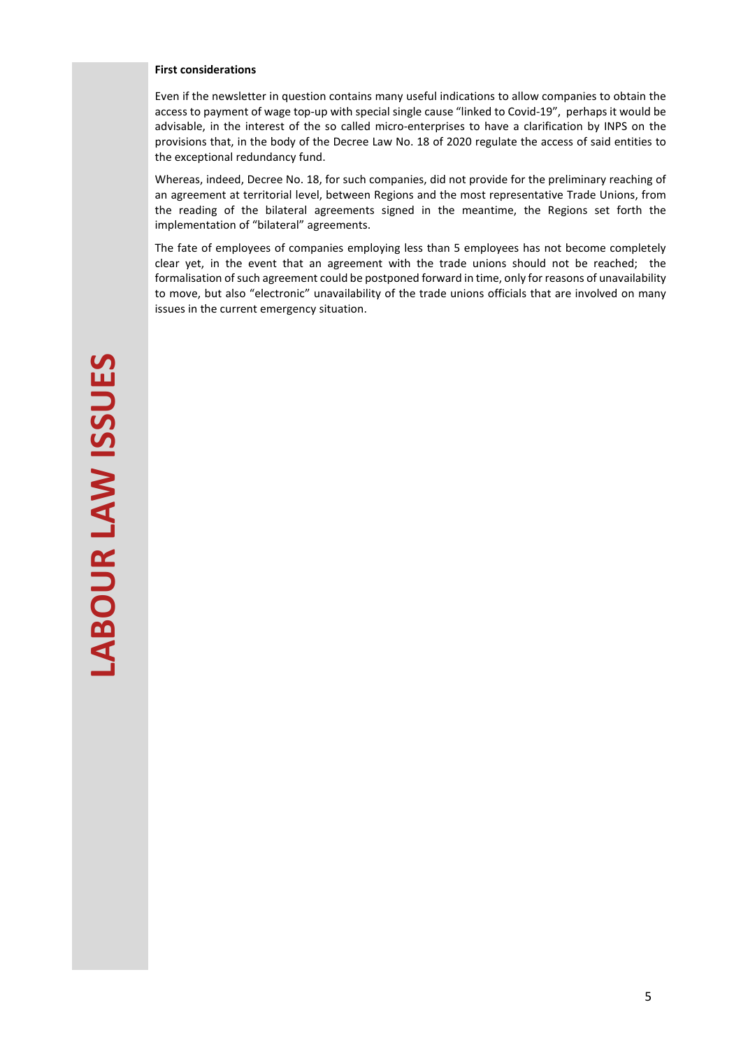**First considerations**

Even if the newsletter in question contains many useful indications to allow companies to obtain the access to payment of wage top-up with special single cause "linked to Covid-19", perhaps it would be advisable, in the interest of the so called micro-enterprises to have a clarification by INPS on the provisions that, in the body of the Decree Law No. 18 of 2020 regulate the access of said entities to the exceptional redundancy fund.

Whereas, indeed, Decree No. 18, for such companies, did not provide for the preliminary reaching of an agreement at territorial level, between Regions and the most representative Trade Unions, from the reading of the bilateral agreements signed in the meantime, the Regions set forth the implementation of "bilateral" agreements.

The fate of employees of companies employing less than 5 employees has not become completely clear yet, in the event that an agreement with the trade unions should not be reached; the formalisation of such agreement could be postponed forward in time, only for reasons of unavailability to move, but also "electronic" unavailability of the trade unions officials that are involved on many issues in the current emergency situation.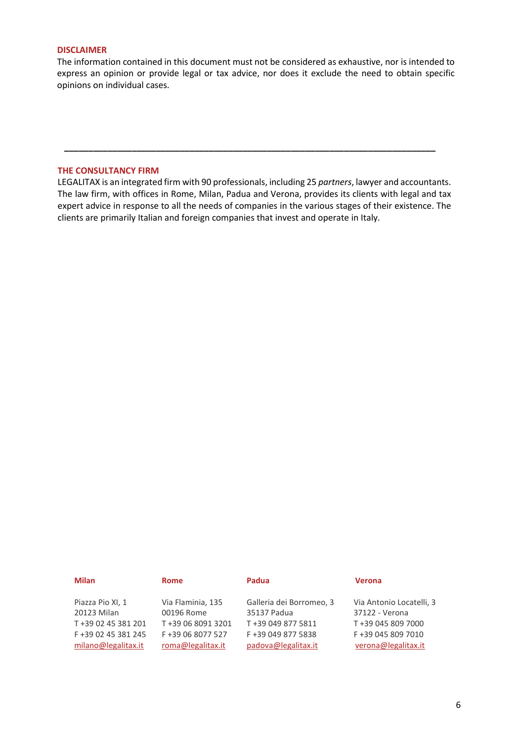## DISCLAIMER

The information contained in this document must not be considered as exhaustive, nor is intended to express an opinion or provide legal or tax advice, nor does it exclude the need to obtain specific opinions on individual cases.

---

## THE CONSULTANCY FIRM

LEGALITAX is an integrated firm with 90 professionals, including 25 *partners*, lawyer and accountants. The law firm, with offices in Rome, Milan, Padua and Verona, provides its clients with legal and tax expert advice in response to all the needs of companies in the various stages of their existence. The clients are primarily Italian and foreign companies that invest and operate in Italy.

| Milan | Rome | Padua | Verona |
|---|---|---|---|
| Piazza Pio XI, 1 | Via Flaminia, 135 | Galleria dei Borromeo, 3 | Via Antonio Locatelli, 3 |
| 20123 Milan | 00196 Rome | 35137 Padua | 37122 - Verona |
| T +39 02 45 381 201 | T +39 06 8091 3201 | T +39 049 877 5811 | T +39 045 809 7000 |
| F +39 02 45 381 245 | F +39 06 8077 527 | F +39 049 877 5838 | F +39 045 809 7010 |
| milano@legalitax.it | roma@legalitax.it | padova@legalitax.it | verona@legalitax.it |